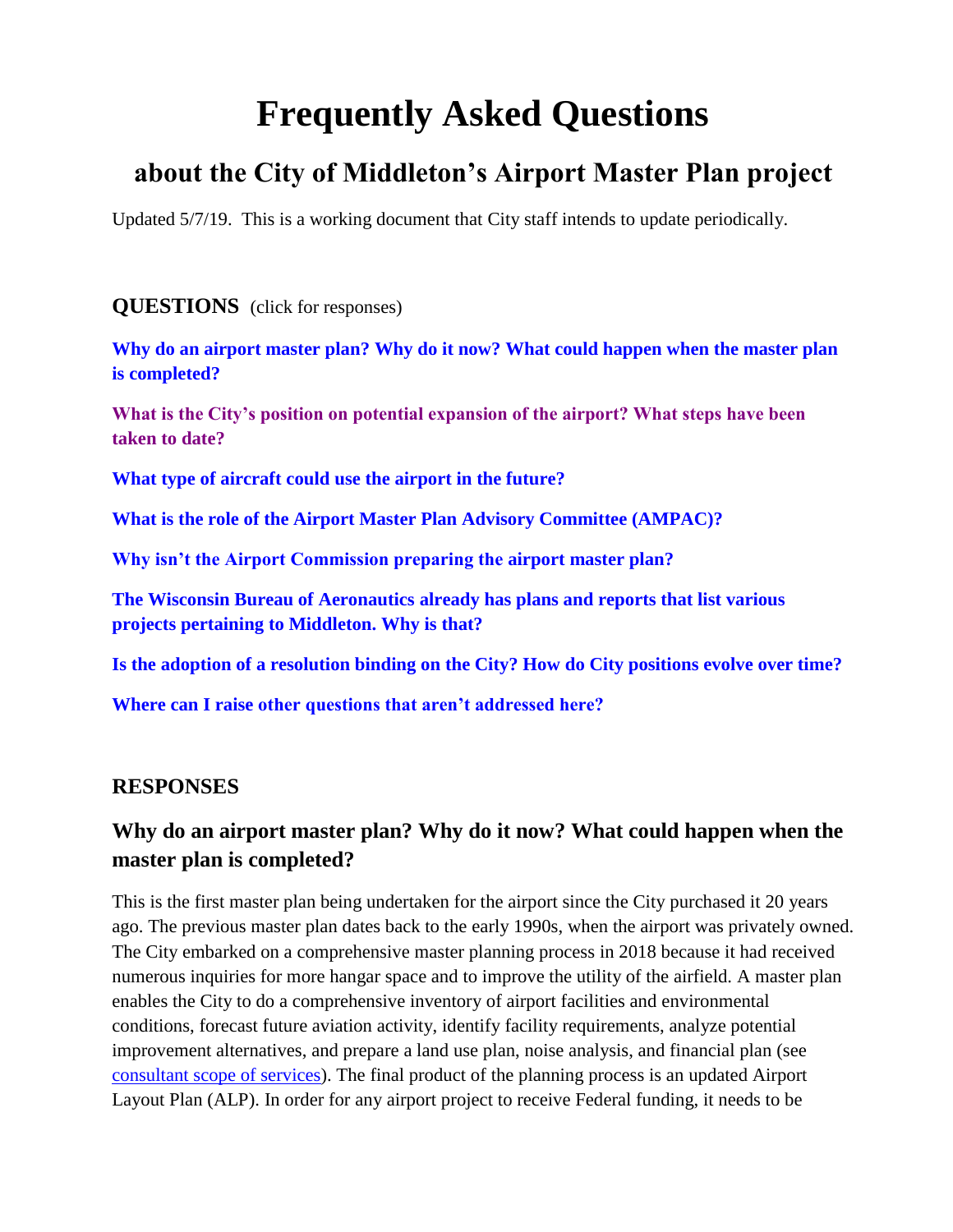# Frequently Asked Questions

## about the City of Middleton's Airport Master Plan project

Updated 5/7/19. This is a working document that City staff intends to update periodically.

**QUESTIONS** (click for responses)

**Why do an airport master plan? Why do it now? What could happen when the master plan is completed?**

**What is the City's position on potential expansion of the airport? What steps have been taken to date?**

**What type of aircraft could use the airport in the future?**

**What is the role of the Airport Master Plan Advisory Committee (AMPAC)?**

**Why isn't the Airport Commission preparing the airport master plan?**

**The Wisconsin Bureau of Aeronautics already has plans and reports that list various projects pertaining to Middleton. Why is that?**

**Is the adoption of a resolution binding on the City? How do City positions evolve over time?**

**Where can I raise other questions that aren't addressed here?**

### RESPONSES

### Why do an airport master plan? Why do it now? What could happen when the master plan is completed?

This is the first master plan being undertaken for the airport since the City purchased it 20 years ago. The previous master plan dates back to the early 1990s, when the airport was privately owned. The City embarked on a comprehensive master planning process in 2018 because it had received numerous inquiries for more hangar space and to improve the utility of the airfield. A master plan enables the City to do a comprehensive inventory of airport facilities and environmental conditions, forecast future aviation activity, identify facility requirements, analyze potential improvement alternatives, and prepare a land use plan, noise analysis, and financial plan (see consultant scope of services). The final product of the planning process is an updated Airport Layout Plan (ALP). In order for any airport project to receive Federal funding, it needs to be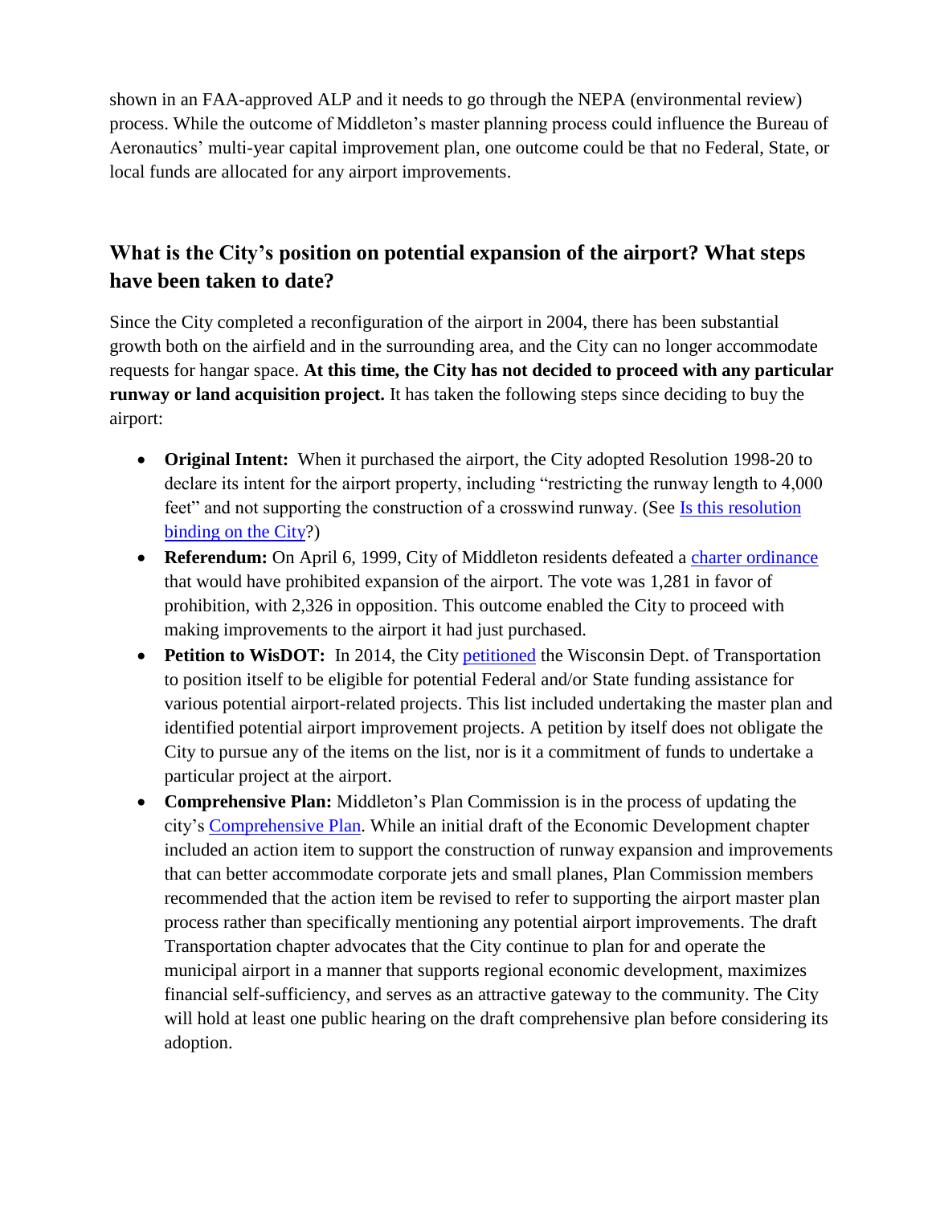shown in an FAA-approved ALP and it needs to go through the NEPA (environmental review) process. While the outcome of Middleton's master planning process could influence the Bureau of Aeronautics' multi-year capital improvement plan, one outcome could be that no Federal, State, or local funds are allocated for any airport improvements.

## What is the City's position on potential expansion of the airport? What steps have been taken to date?

Since the City completed a reconfiguration of the airport in 2004, there has been substantial growth both on the airfield and in the surrounding area, and the City can no longer accommodate requests for hangar space. **At this time, the City has not decided to proceed with any particular runway or land acquisition project.** It has taken the following steps since deciding to buy the airport:

- **Original Intent:** When it purchased the airport, the City adopted Resolution 1998-20 to declare its intent for the airport property, including "restricting the runway length to 4,000 feet" and not supporting the construction of a crosswind runway. (See Is this resolution binding on the City?)
- **Referendum:** On April 6, 1999, City of Middleton residents defeated a charter ordinance that would have prohibited expansion of the airport. The vote was 1,281 in favor of prohibition, with 2,326 in opposition. This outcome enabled the City to proceed with making improvements to the airport it had just purchased.
- **Petition to WisDOT:** In 2014, the City petitioned the Wisconsin Dept. of Transportation to position itself to be eligible for potential Federal and/or State funding assistance for various potential airport-related projects. This list included undertaking the master plan and identified potential airport improvement projects. A petition by itself does not obligate the City to pursue any of the items on the list, nor is it a commitment of funds to undertake a particular project at the airport.
- **Comprehensive Plan:** Middleton's Plan Commission is in the process of updating the city's Comprehensive Plan. While an initial draft of the Economic Development chapter included an action item to support the construction of runway expansion and improvements that can better accommodate corporate jets and small planes, Plan Commission members recommended that the action item be revised to refer to supporting the airport master plan process rather than specifically mentioning any potential airport improvements. The draft Transportation chapter advocates that the City continue to plan for and operate the municipal airport in a manner that supports regional economic development, maximizes financial self-sufficiency, and serves as an attractive gateway to the community. The City will hold at least one public hearing on the draft comprehensive plan before considering its adoption.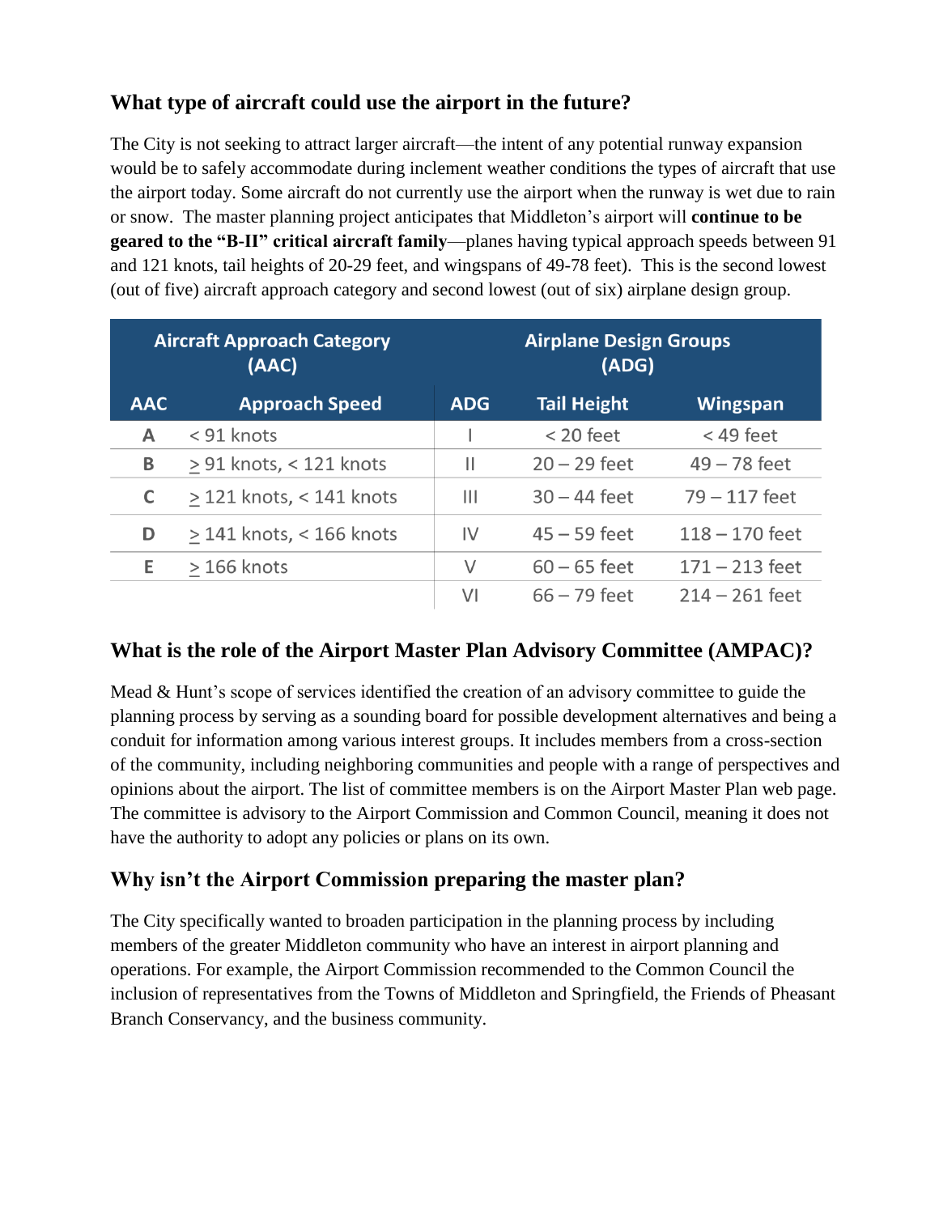## What type of aircraft could use the airport in the future?

The City is not seeking to attract larger aircraft—the intent of any potential runway expansion would be to safely accommodate during inclement weather conditions the types of aircraft that use the airport today. Some aircraft do not currently use the airport when the runway is wet due to rain or snow. The master planning project anticipates that Middleton's airport will **continue to be geared to the "B-II" critical aircraft family**—planes having typical approach speeds between 91 and 121 knots, tail heights of 20-29 feet, and wingspans of 49-78 feet). This is the second lowest (out of five) aircraft approach category and second lowest (out of six) airplane design group.

| Aircraft Approach Category (AAC) | | Airplane Design Groups (ADG) | | |
|---|---|---|---|---|
| **AAC** | **Approach Speed** | **ADG** | **Tail Height** | **Wingspan** |
| A | < 91 knots | I | < 20 feet | < 49 feet |
| B | ≥ 91 knots, < 121 knots | II | 20 – 29 feet | 49 – 78 feet |
| C | ≥ 121 knots, < 141 knots | III | 30 – 44 feet | 79 – 117 feet |
| D | ≥ 141 knots, < 166 knots | IV | 45 – 59 feet | 118 – 170 feet |
| E | ≥ 166 knots | V | 60 – 65 feet | 171 – 213 feet |
| | | VI | 66 – 79 feet | 214 – 261 feet |

## What is the role of the Airport Master Plan Advisory Committee (AMPAC)?

Mead & Hunt's scope of services identified the creation of an advisory committee to guide the planning process by serving as a sounding board for possible development alternatives and being a conduit for information among various interest groups. It includes members from a cross-section of the community, including neighboring communities and people with a range of perspectives and opinions about the airport. The list of committee members is on the Airport Master Plan web page. The committee is advisory to the Airport Commission and Common Council, meaning it does not have the authority to adopt any policies or plans on its own.

## Why isn't the Airport Commission preparing the master plan?

The City specifically wanted to broaden participation in the planning process by including members of the greater Middleton community who have an interest in airport planning and operations. For example, the Airport Commission recommended to the Common Council the inclusion of representatives from the Towns of Middleton and Springfield, the Friends of Pheasant Branch Conservancy, and the business community.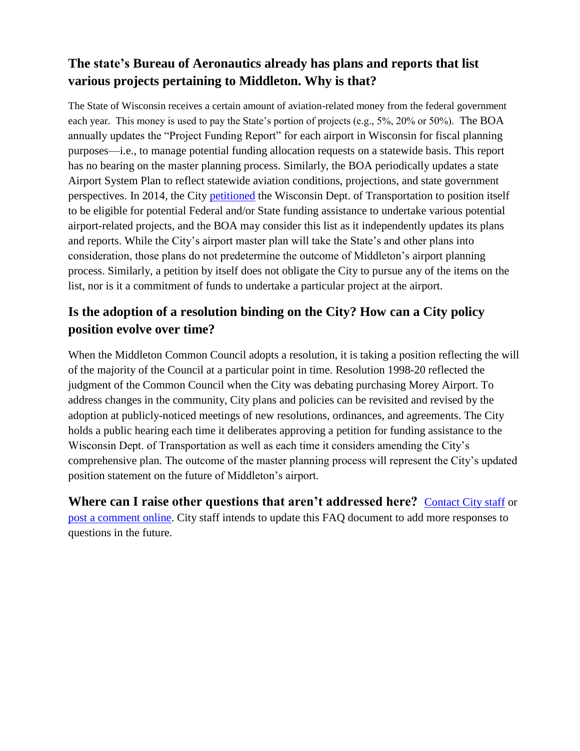## The state's Bureau of Aeronautics already has plans and reports that list various projects pertaining to Middleton. Why is that?

The State of Wisconsin receives a certain amount of aviation-related money from the federal government each year. This money is used to pay the State's portion of projects (e.g., 5%, 20% or 50%). The BOA annually updates the "Project Funding Report" for each airport in Wisconsin for fiscal planning purposes—i.e., to manage potential funding allocation requests on a statewide basis. This report has no bearing on the master planning process. Similarly, the BOA periodically updates a state Airport System Plan to reflect statewide aviation conditions, projections, and state government perspectives. In 2014, the City petitioned the Wisconsin Dept. of Transportation to position itself to be eligible for potential Federal and/or State funding assistance to undertake various potential airport-related projects, and the BOA may consider this list as it independently updates its plans and reports. While the City's airport master plan will take the State's and other plans into consideration, those plans do not predetermine the outcome of Middleton's airport planning process. Similarly, a petition by itself does not obligate the City to pursue any of the items on the list, nor is it a commitment of funds to undertake a particular project at the airport.

## Is the adoption of a resolution binding on the City? How can a City policy position evolve over time?

When the Middleton Common Council adopts a resolution, it is taking a position reflecting the will of the majority of the Council at a particular point in time. Resolution 1998-20 reflected the judgment of the Common Council when the City was debating purchasing Morey Airport. To address changes in the community, City plans and policies can be revisited and revised by the adoption at publicly-noticed meetings of new resolutions, ordinances, and agreements. The City holds a public hearing each time it deliberates approving a petition for funding assistance to the Wisconsin Dept. of Transportation as well as each time it considers amending the City's comprehensive plan. The outcome of the master planning process will represent the City's updated position statement on the future of Middleton's airport.

**Where can I raise other questions that aren't addressed here?** Contact City staff or post a comment online. City staff intends to update this FAQ document to add more responses to questions in the future.